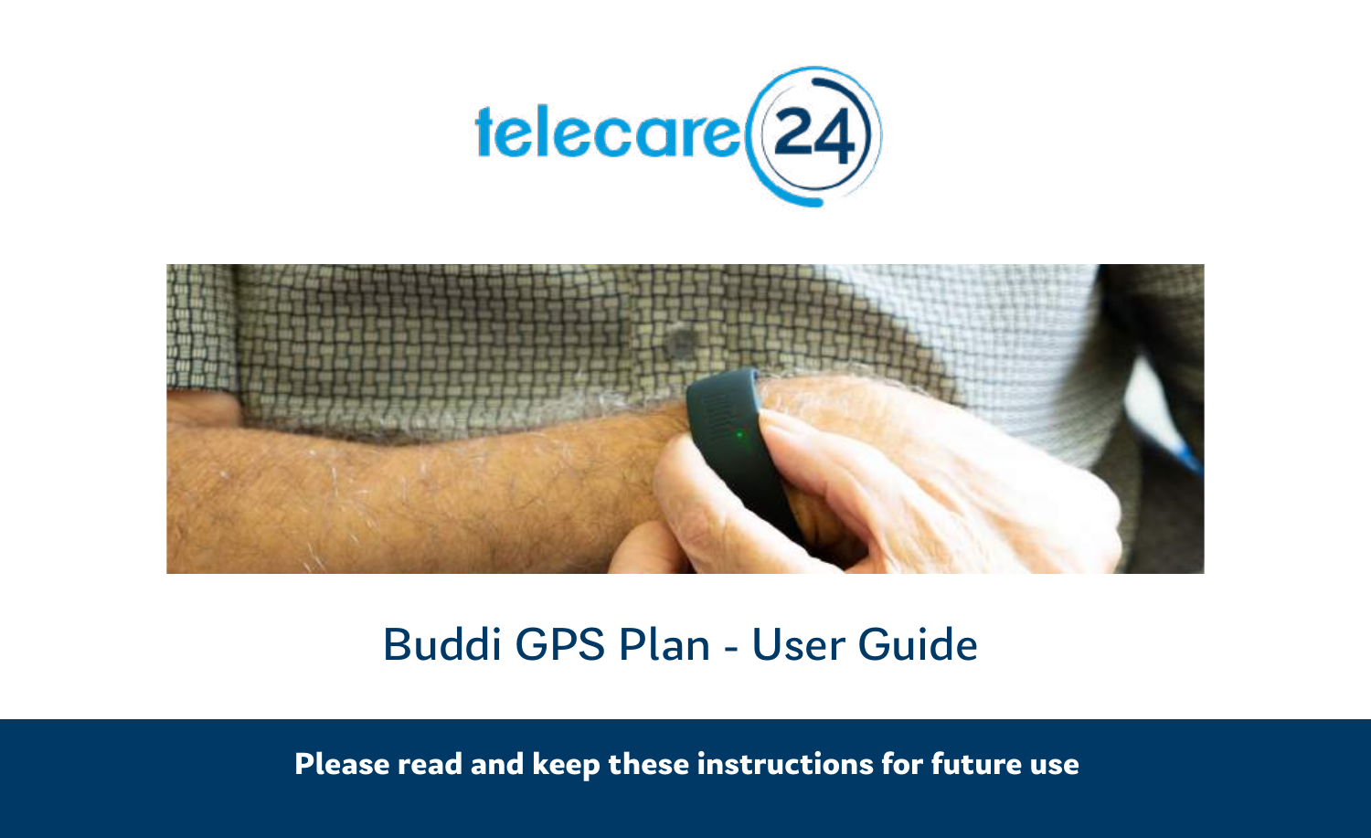telecare 24

# Buddi GPS Plan - User Guide

**Please read and keep these instructions for future use**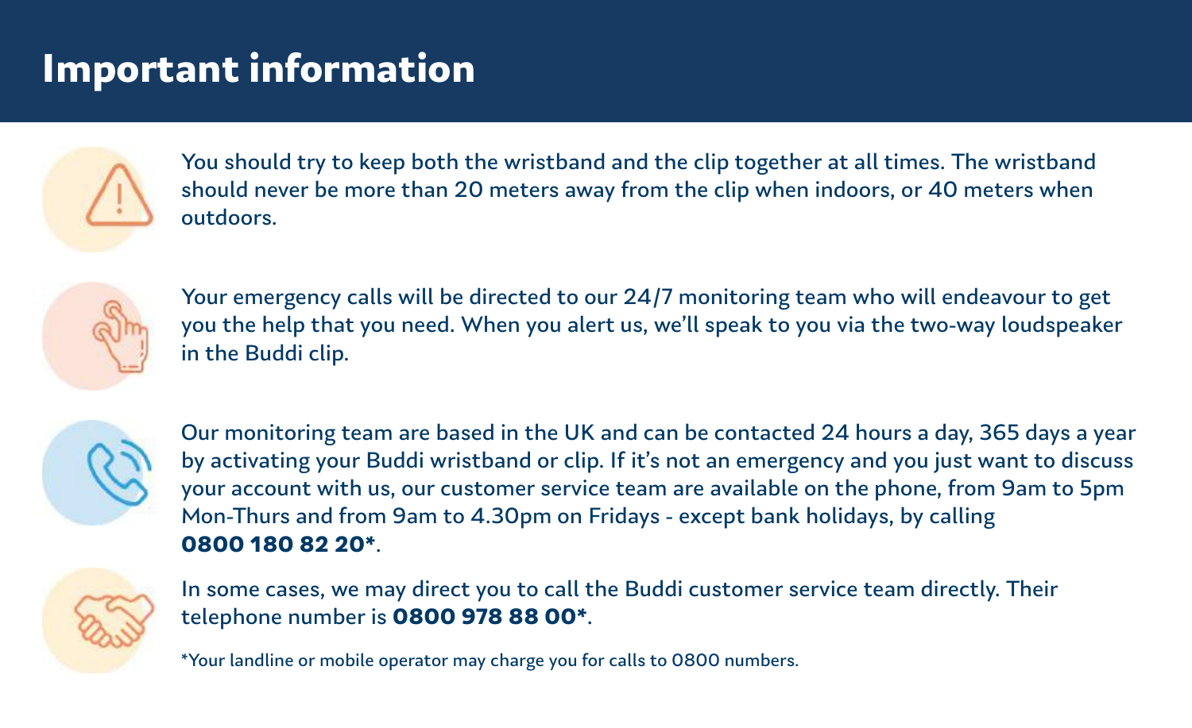# Important information

You should try to keep both the wristband and the clip together at all times. The wristband should never be more than 20 meters away from the clip when indoors, or 40 meters when outdoors.

Your emergency calls will be directed to our 24/7 monitoring team who will endeavour to get you the help that you need. When you alert us, we'll speak to you via the two-way loudspeaker in the Buddi clip.

Our monitoring team are based in the UK and can be contacted 24 hours a day, 365 days a year by activating your Buddi wristband or clip. If it's not an emergency and you just want to discuss your account with us, our customer service team are available on the phone, from 9am to 5pm Mon-Thurs and from 9am to 4.30pm on Fridays - except bank holidays, by calling **0800 180 82 20***.

In some cases, we may direct you to call the Buddi customer service team directly. Their telephone number is **0800 978 88 00***.

*Your landline or mobile operator may charge you for calls to 0800 numbers.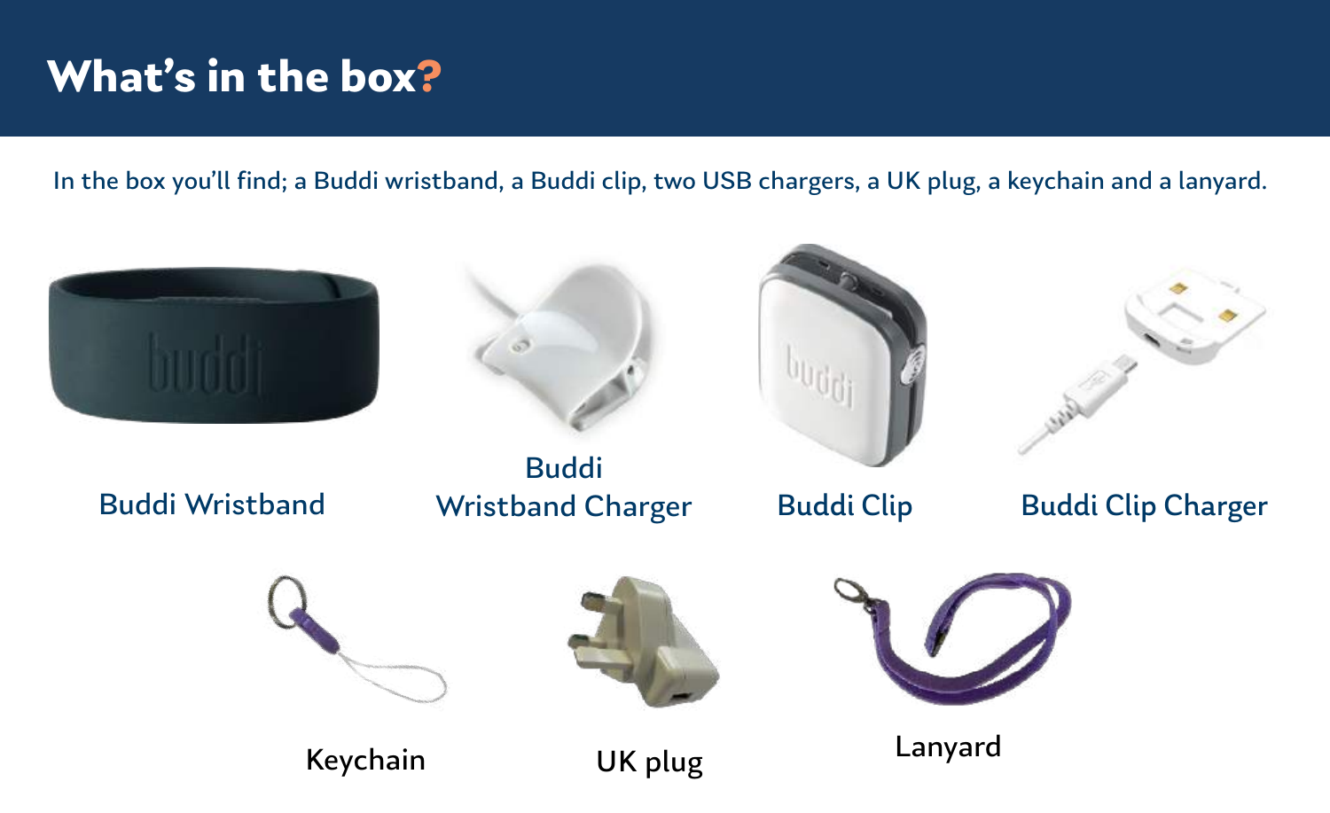# What's in the box?

In the box you'll find; a Buddi wristband, a Buddi clip, two USB chargers, a UK plug, a keychain and a lanyard.

Buddi Wristband

Buddi Wristband Charger

Buddi Clip

Buddi Clip Charger

Keychain

UK plug

Lanyard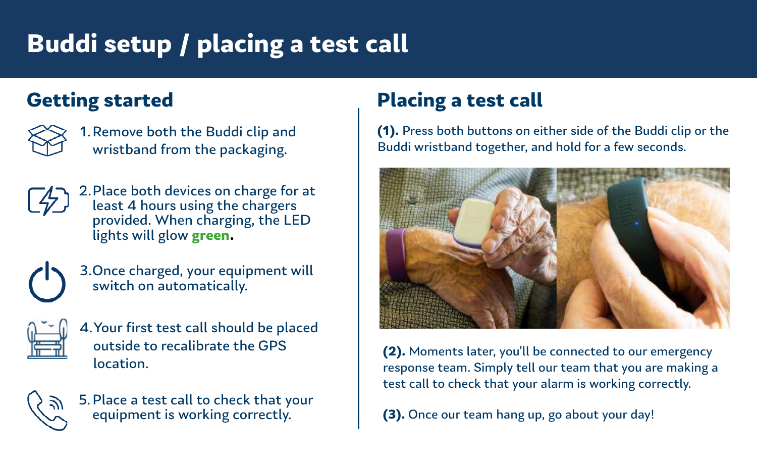# Buddi setup / placing a test call

## Getting started

1. Remove both the Buddi clip and wristband from the packaging.
2. Place both devices on charge for at least 4 hours using the chargers provided. When charging, the LED lights will glow **green**.
3. Once charged, your equipment will switch on automatically.
4. Your first test call should be placed outside to recalibrate the GPS location.
5. Place a test call to check that your equipment is working correctly.

## Placing a test call

**(1).** Press both buttons on either side of the Buddi clip or the Buddi wristband together, and hold for a few seconds.

**(2).** Moments later, you'll be connected to our emergency response team. Simply tell our team that you are making a test call to check that your alarm is working correctly.

**(3).** Once our team hang up, go about your day!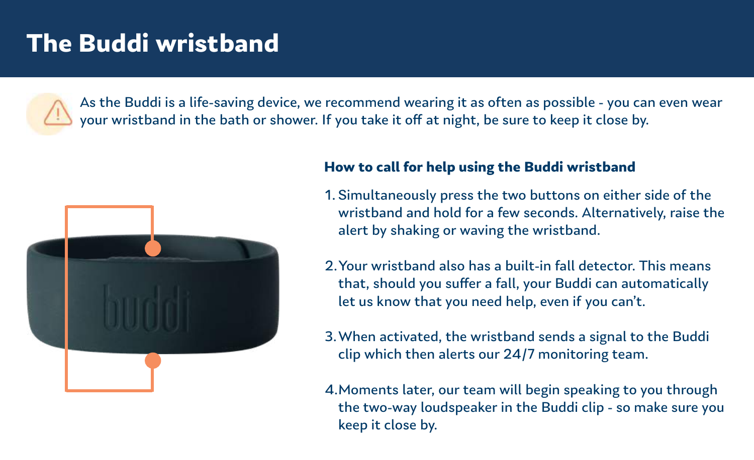# The Buddi wristband

As the Buddi is a life-saving device, we recommend wearing it as often as possible - you can even wear your wristband in the bath or shower. If you take it off at night, be sure to keep it close by.

### How to call for help using the Buddi wristband

1. Simultaneously press the two buttons on either side of the wristband and hold for a few seconds. Alternatively, raise the alert by shaking or waving the wristband.

2. Your wristband also has a built-in fall detector. This means that, should you suffer a fall, your Buddi can automatically let us know that you need help, even if you can't.

3. When activated, the wristband sends a signal to the Buddi clip which then alerts our 24/7 monitoring team.

4. Moments later, our team will begin speaking to you through the two-way loudspeaker in the Buddi clip - so make sure you keep it close by.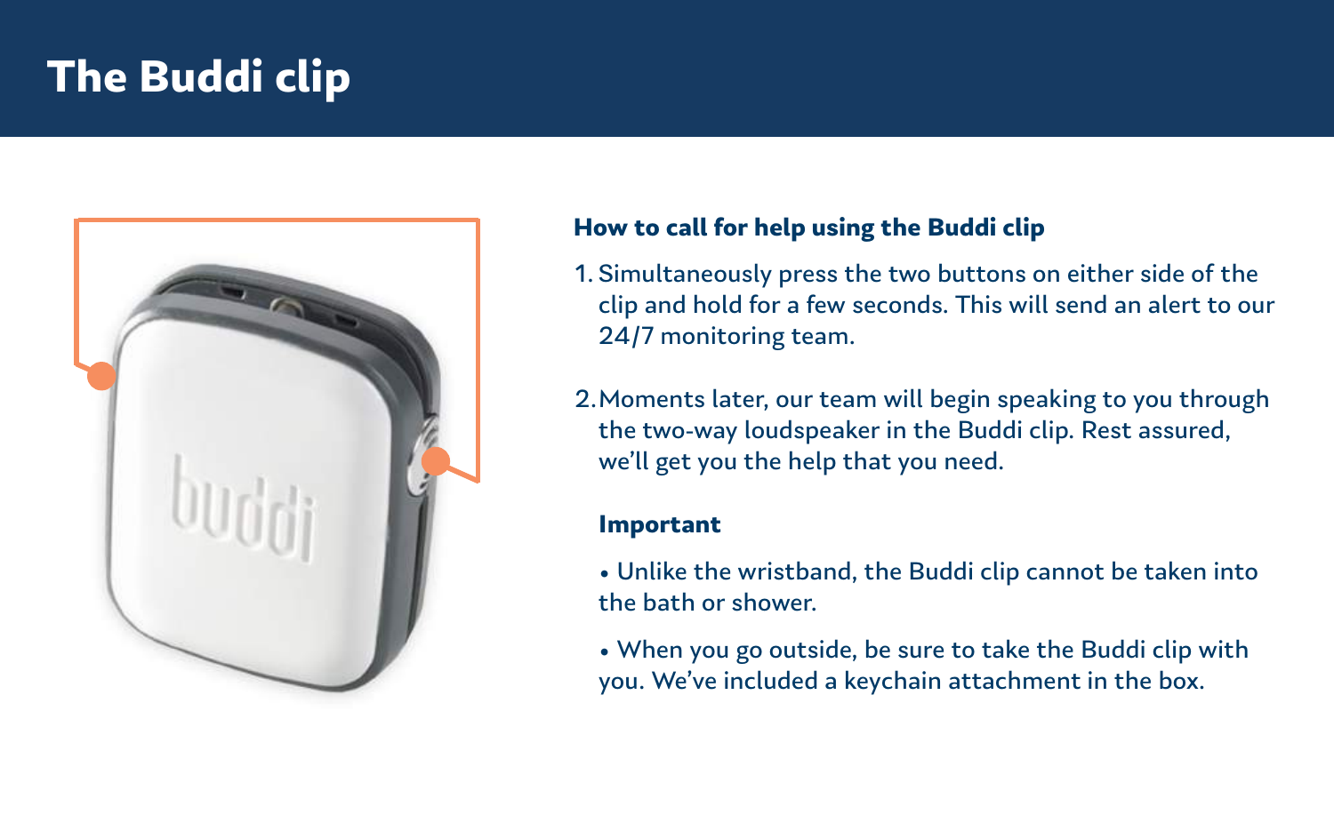# The Buddi clip

### How to call for help using the Buddi clip

1. Simultaneously press the two buttons on either side of the clip and hold for a few seconds. This will send an alert to our 24/7 monitoring team.

2. Moments later, our team will begin speaking to you through the two-way loudspeaker in the Buddi clip. Rest assured, we'll get you the help that you need.

**Important**

- Unlike the wristband, the Buddi clip cannot be taken into the bath or shower.

- When you go outside, be sure to take the Buddi clip with you. We've included a keychain attachment in the box.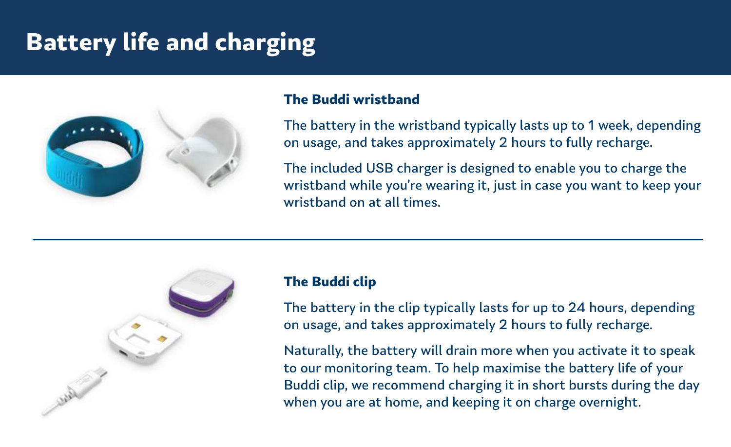# Battery life and charging

## The Buddi wristband

The battery in the wristband typically lasts up to 1 week, depending on usage, and takes approximately 2 hours to fully recharge.

The included USB charger is designed to enable you to charge the wristband while you're wearing it, just in case you want to keep your wristband on at all times.

---

## The Buddi clip

The battery in the clip typically lasts for up to 24 hours, depending on usage, and takes approximately 2 hours to fully recharge.

Naturally, the battery will drain more when you activate it to speak to our monitoring team. To help maximise the battery life of your Buddi clip, we recommend charging it in short bursts during the day when you are at home, and keeping it on charge overnight.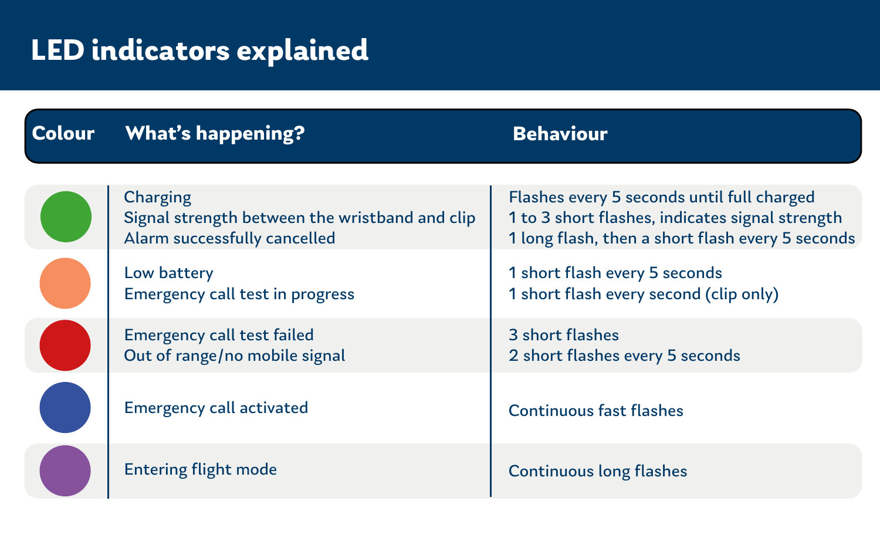# LED indicators explained

| Colour | What's happening? | Behaviour |
| --- | --- | --- |
| Green | Charging | Flashes every 5 seconds until full charged |
| | Signal strength between the wristband and clip | 1 to 3 short flashes, indicates signal strength |
| | Alarm successfully cancelled | 1 long flash, then a short flash every 5 seconds |
| Orange | Low battery | 1 short flash every 5 seconds |
| | Emergency call test in progress | 1 short flash every second (clip only) |
| Red | Emergency call test failed | 3 short flashes |
| | Out of range/no mobile signal | 2 short flashes every 5 seconds |
| Blue | Emergency call activated | Continuous fast flashes |
| Purple | Entering flight mode | Continuous long flashes |